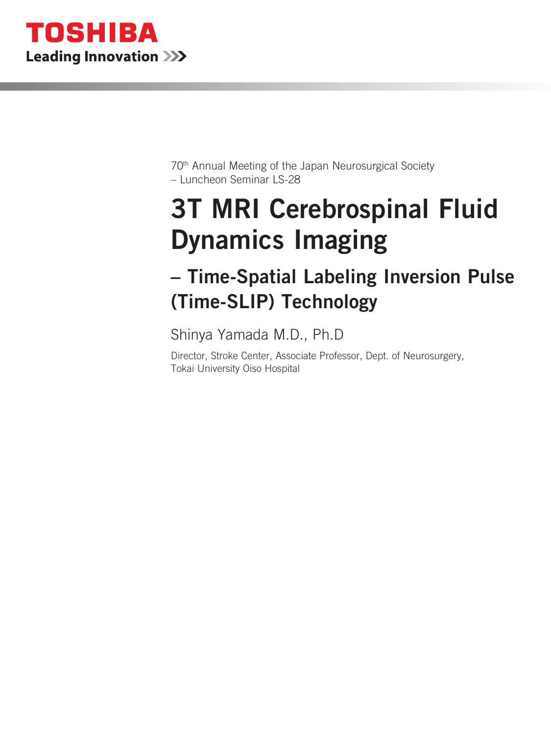**TOSHIBA**
**Leading Innovation >>>**

70th Annual Meeting of the Japan Neurosurgical Society
– Luncheon Seminar LS-28

# 3T MRI Cerebrospinal Fluid Dynamics Imaging

## – Time-Spatial Labeling Inversion Pulse (Time-SLIP) Technology

Shinya Yamada M.D., Ph.D

Director, Stroke Center, Associate Professor, Dept. of Neurosurgery,
Tokai University Oiso Hospital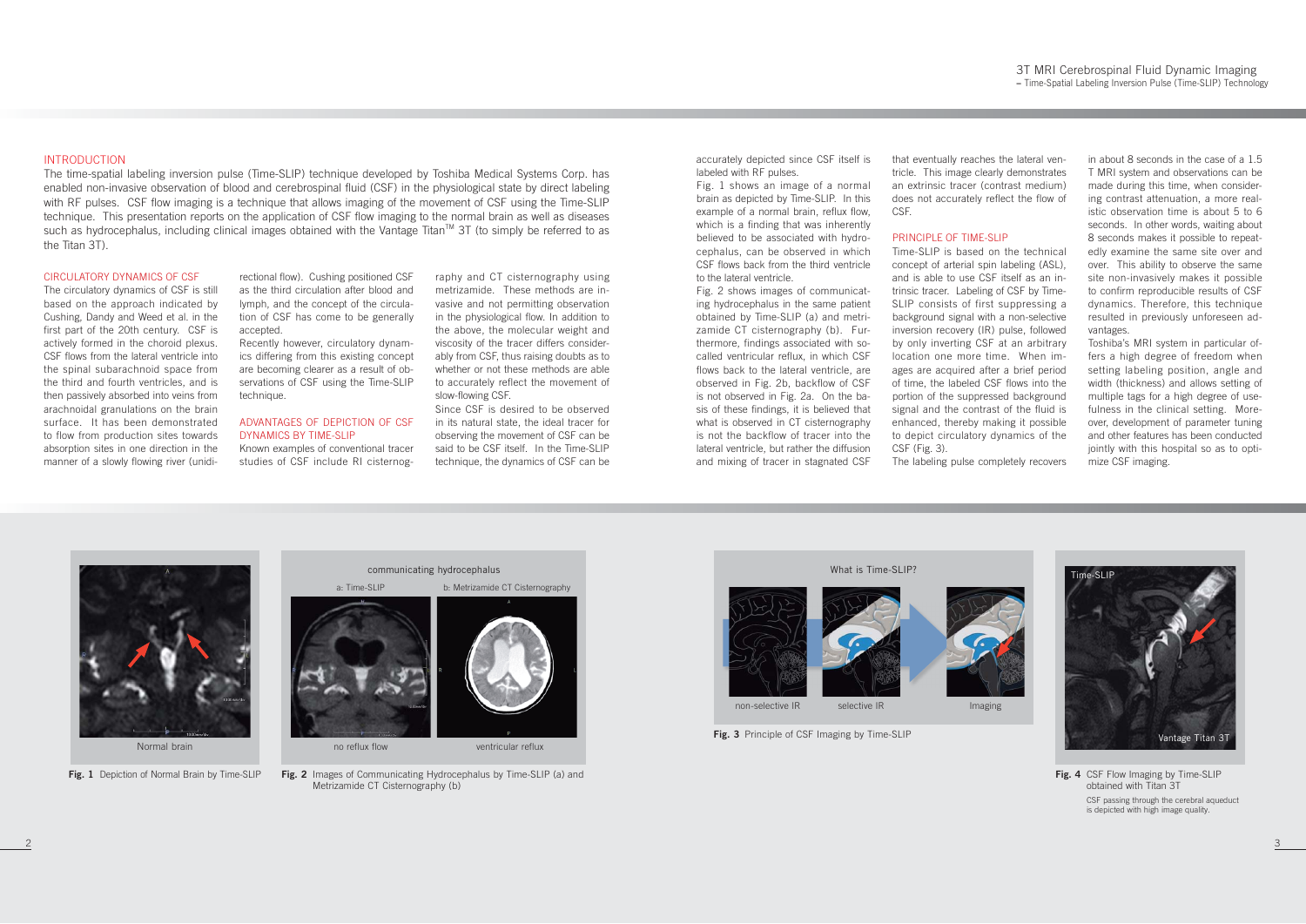## INTRODUCTION

The time-spatial labeling inversion pulse (Time-SLIP) technique developed by Toshiba Medical Systems Corp. has enabled non-invasive observation of blood and cerebrospinal fluid (CSF) in the physiological state by direct labeling with RF pulses. CSF flow imaging is a technique that allows imaging of the movement of CSF using the Time-SLIP technique. This presentation reports on the application of CSF flow imaging to the normal brain as well as diseases such as hydrocephalus, including clinical images obtained with the Vantage Titan™ 3T (to simply be referred to as the Titan 3T).

### CIRCULATORY DYNAMICS OF CSF

The circulatory dynamics of CSF is still based on the approach indicated by Cushing, Dandy and Weed et al. in the first part of the 20th century. CSF is actively formed in the choroid plexus. CSF flows from the lateral ventricle into the spinal subarachnoid space from the third and fourth ventricles, and is then passively absorbed into veins from arachnoidal granulations on the brain surface. It has been demonstrated to flow from production sites towards absorption sites in one direction in the manner of a slowly flowing river (unidirectional flow). Cushing positioned CSF as the third circulation after blood and lymph, and the concept of the circulation of CSF has come to be generally accepted.

Recently however, circulatory dynamics differing from this existing concept are becoming clearer as a result of observations of CSF using the Time-SLIP technique.

### ADVANTAGES OF DEPICTION OF CSF DYNAMICS BY TIME-SLIP

Known examples of conventional tracer studies of CSF include RI cisternography and CT cisternography using metrizamide. These methods are invasive and not permitting observation in the physiological flow. In addition to the above, the molecular weight and viscosity of the tracer differs considerably from CSF, thus raising doubts as to whether or not these methods are able to accurately reflect the movement of slow-flowing CSF.

Since CSF is desired to be observed in its natural state, the ideal tracer for observing the movement of CSF can be said to be CSF itself. In the Time-SLIP technique, the dynamics of CSF can be accurately depicted since CSF itself is labeled with RF pulses.

Fig. 1 shows an image of a normal brain as depicted by Time-SLIP. In this example of a normal brain, reflux flow, which is a finding that was inherently believed to be associated with hydrocephalus, can be observed in which CSF flows back from the third ventricle to the lateral ventricle.

Fig. 2 shows images of communicating hydrocephalus in the same patient obtained by Time-SLIP (a) and metrizamide CT cisternography (b). Furthermore, findings associated with so-called ventricular reflux, in which CSF flows back to the lateral ventricle, are observed in Fig. 2b, backflow of CSF is not observed in Fig. 2a. On the basis of these findings, it is believed that what is observed in CT cisternography is not the backflow of tracer into the lateral ventricle, but rather the diffusion and mixing of tracer in stagnated CSF that eventually reaches the lateral ventricle. This image clearly demonstrates an extrinsic tracer (contrast medium) does not accurately reflect the flow of CSF.

### PRINCIPLE OF TIME-SLIP

Time-SLIP is based on the technical concept of arterial spin labeling (ASL), and is able to use CSF itself as an intrinsic tracer. Labeling of CSF by Time-SLIP consists of first suppressing a background signal with a non-selective inversion recovery (IR) pulse, followed by only inverting CSF at an arbitrary location one more time. When images are acquired after a brief period of time, the labeled CSF flows into the portion of the suppressed background signal and the contrast of the fluid is enhanced, thereby making it possible to depict circulatory dynamics of the CSF (Fig. 3).

The labeling pulse completely recovers in about 8 seconds in the case of a 1.5 T MRI system and observations can be made during this time, when considering contrast attenuation, a more realistic observation time is about 5 to 6 seconds. In other words, waiting about 8 seconds makes it possible to repeatedly examine the same site over and over. This ability to observe the same site non-invasively makes it possible to confirm reproducible results of CSF dynamics. Therefore, this technique resulted in previously unforeseen advantages.

Toshiba's MRI system in particular offers a high degree of freedom when setting labeling position, angle and width (thickness) and allows setting of multiple tags for a high degree of usefulness in the clinical setting. Moreover, development of parameter tuning and other features has been conducted jointly with this hospital so as to optimize CSF imaging.

Normal brain

**Fig. 1** Depiction of Normal Brain by Time-SLIP

communicating hydrocephalus — a: Time-SLIP (no reflux flow); b: Metrizamide CT Cisternography (ventricular reflux)

**Fig. 2** Images of Communicating Hydrocephalus by Time-SLIP (a) and Metrizamide CT Cisternography (b)

What is Time-SLIP? — non-selective IR, selective IR, Imaging

**Fig. 3** Principle of CSF Imaging by Time-SLIP

**Fig. 4** CSF Flow Imaging by Time-SLIP obtained with Titan 3T

CSF passing through the cerebral aqueduct is depicted with high image quality.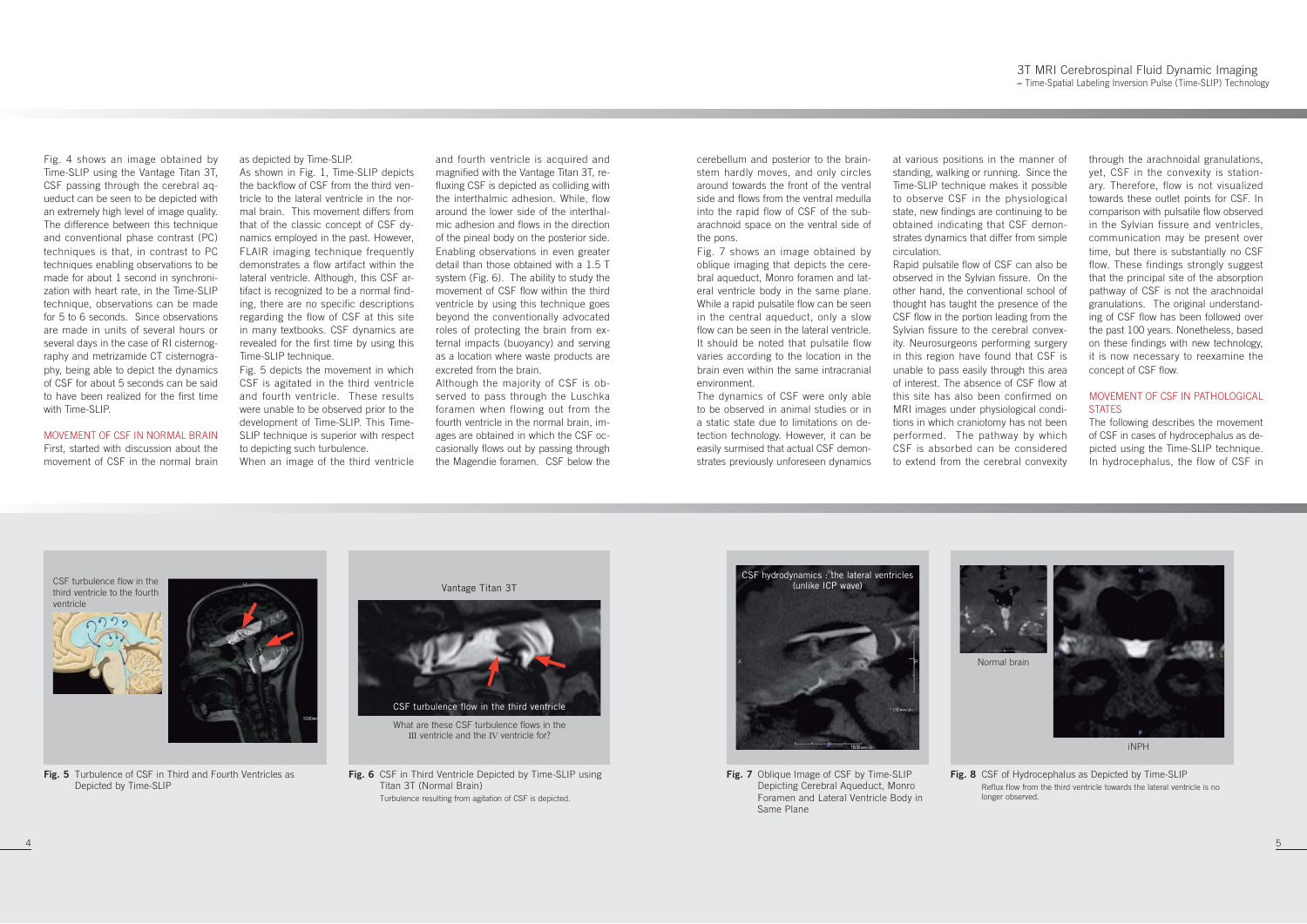Fig. 4 shows an image obtained by Time-SLIP using the Vantage Titan 3T, CSF passing through the cerebral aqueduct can be seen to be depicted with an extremely high level of image quality. The difference between this technique and conventional phase contrast (PC) techniques is that, in contrast to PC techniques enabling observations to be made for about 1 second in synchronization with heart rate, in the Time-SLIP technique, observations can be made for 5 to 6 seconds. Since observations are made in units of several hours or several days in the case of RI cisternography and metrizamide CT cisternography, being able to depict the dynamics of CSF for about 5 seconds can be said to have been realized for the first time with Time-SLIP.

## MOVEMENT OF CSF IN NORMAL BRAIN

First, started with discussion about the movement of CSF in the normal brain as depicted by Time-SLIP.

As shown in Fig. 1, Time-SLIP depicts the backflow of CSF from the third ventricle to the lateral ventricle in the normal brain. This movement differs from that of the classic concept of CSF dynamics employed in the past. However, FLAIR imaging technique frequently demonstrates a flow artifact within the lateral ventricle. Although, this CSF artifact is recognized to be a normal finding, there are no specific descriptions regarding the flow of CSF at this site in many textbooks. CSF dynamics are revealed for the first time by using this Time-SLIP technique.

Fig. 5 depicts the movement in which CSF is agitated in the third ventricle and fourth ventricle. These results were unable to be observed prior to the development of Time-SLIP. This Time-SLIP technique is superior with respect to depicting such turbulence.

When an image of the third ventricle and fourth ventricle is acquired and magnified with the Vantage Titan 3T, refluxing CSF is depicted as colliding with the interthalmic adhesion. While, flow around the lower side of the interthalmic adhesion and flows in the direction of the pineal body on the posterior side. Enabling observations in even greater detail than those obtained with a 1.5 T system (Fig. 6). The ability to study the movement of CSF flow within the third ventricle by using this technique goes beyond the conventionally advocated roles of protecting the brain from external impacts (buoyancy) and serving as a location where waste products are excreted from the brain.

Although the majority of CSF is observed to pass through the Luschka foramen when flowing out from the fourth ventricle in the normal brain, images are obtained in which the CSF occasionally flows out by passing through the Magendie foramen. CSF below the cerebellum and posterior to the brainstem hardly moves, and only circles around towards the front of the ventral side and flows from the ventral medulla into the rapid flow of CSF of the subarachnoid space on the ventral side of the pons.

Fig. 7 shows an image obtained by oblique imaging that depicts the cerebral aqueduct, Monro foramen and lateral ventricle body in the same plane. While a rapid pulsatile flow can be seen in the central aqueduct, only a slow flow can be seen in the lateral ventricle. It should be noted that pulsatile flow varies according to the location in the brain even within the same intracranial environment.

The dynamics of CSF were only able to be observed in animal studies or in a static state due to limitations on detection technology. However, it can be easily surmised that actual CSF demonstrates previously unforeseen dynamics at various positions in the manner of standing, walking or running. Since the Time-SLIP technique makes it possible to observe CSF in the physiological state, new findings are continuing to be obtained indicating that CSF demonstrates dynamics that differ from simple circulation.

Rapid pulsatile flow of CSF can also be observed in the Sylvian fissure. On the other hand, the conventional school of thought has taught the presence of the CSF flow in the portion leading from the Sylvian fissure to the cerebral convexity. Neurosurgeons performing surgery in this region have found that CSF is unable to pass easily through this area of interest. The absence of CSF flow at this site has also been confirmed on MRI images under physiological conditions in which craniotomy has not been performed. The pathway by which CSF is absorbed can be considered to extend from the cerebral convexity through the arachnoidal granulations, yet, CSF in the convexity is stationary. Therefore, flow is not visualized towards these outlet points for CSF. In comparison with pulsatile flow observed in the Sylvian fissure and ventricles, communication may be present over time, but there is substantially no CSF flow. These findings strongly suggest that the principal site of the absorption pathway of CSF is not the arachnoidal granulations. The original understanding of CSF flow has been followed over the past 100 years. Nonetheless, based on these findings with new technology, it is now necessary to reexamine the concept of CSF flow.

## MOVEMENT OF CSF IN PATHOLOGICAL STATES

The following describes the movement of CSF in cases of hydrocephalus as depicted using the Time-SLIP technique. In hydrocephalus, the flow of CSF in

**Fig. 5** Turbulence of CSF in Third and Fourth Ventricles as Depicted by Time-SLIP

**Fig. 6** CSF in Third Ventricle Depicted by Time-SLIP using Titan 3T (Normal Brain)
Turbulence resulting from agitation of CSF is depicted.

**Fig. 7** Oblique Image of CSF by Time-SLIP Depicting Cerebral Aqueduct, Monro Foramen and Lateral Ventricle Body in Same Plane

**Fig. 8** CSF of Hydrocephalus as Depicted by Time-SLIP
Reflux flow from the third ventricle towards the lateral ventricle is no longer observed.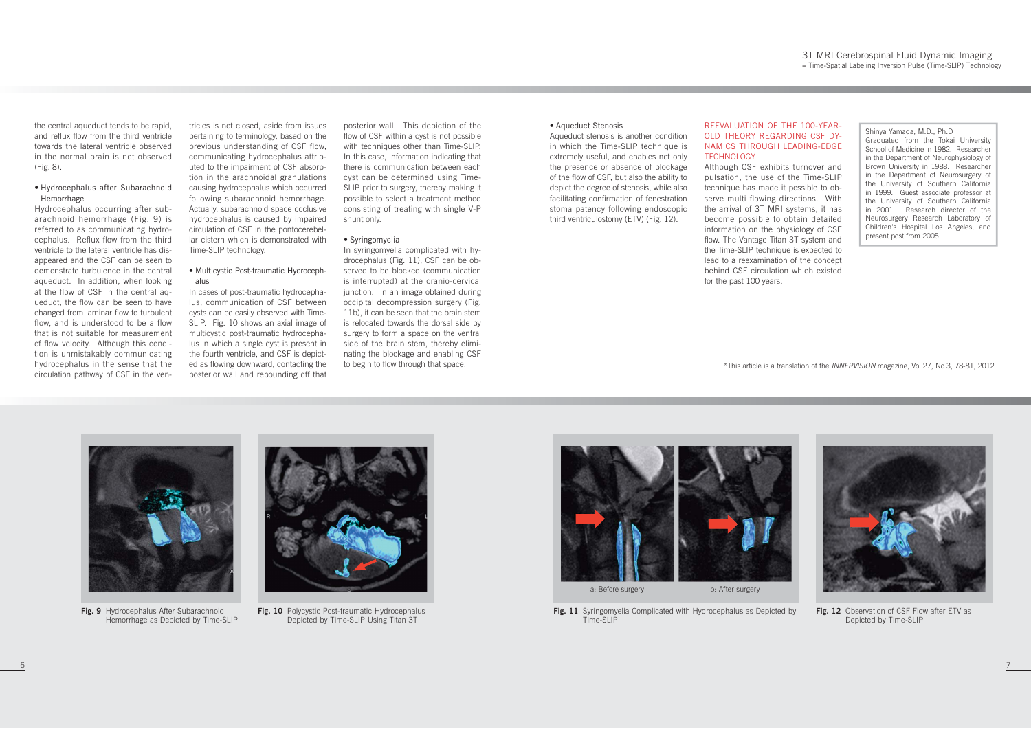the central aqueduct tends to be rapid, and reflux flow from the third ventricle towards the lateral ventricle observed in the normal brain is not observed (Fig. 8).

- Hydrocephalus after Subarachnoid Hemorrhage

Hydrocephalus occurring after subarachnoid hemorrhage (Fig. 9) is referred to as communicating hydrocephalus. Reflux flow from the third ventricle to the lateral ventricle has disappeared and the CSF can be seen to demonstrate turbulence in the central aqueduct. In addition, when looking at the flow of CSF in the central aqueduct, the flow can be seen to have changed from laminar flow to turbulent flow, and is understood to be a flow that is not suitable for measurement of flow velocity. Although this condition is unmistakably communicating hydrocephalus in the sense that the circulation pathway of CSF in the ventricles is not closed, aside from issues pertaining to terminology, based on the previous understanding of CSF flow, communicating hydrocephalus attributed to the impairment of CSF absorption in the arachnoidal granulations causing hydrocephalus which occurred following subarachnoid hemorrhage. Actually, subarachnoid space occlusive hydrocephalus is caused by impaired circulation of CSF in the pontocerebellar cistern which is demonstrated with Time-SLIP technology.

- Multicystic Post-traumatic Hydrocephalus

In cases of post-traumatic hydrocephalus, communication of CSF between cysts can be easily observed with Time-SLIP. Fig. 10 shows an axial image of multicystic post-traumatic hydrocephalus in which a single cyst is present in the fourth ventricle, and CSF is depicted as flowing downward, contacting the posterior wall and rebounding off that posterior wall. This depiction of the flow of CSF within a cyst is not possible with techniques other than Time-SLIP. In this case, information indicating that there is communication between each cyst can be determined using Time-SLIP prior to surgery, thereby making it possible to select a treatment method consisting of treating with single V-P shunt only.

- Syringomyelia

In syringomyelia complicated with hydrocephalus (Fig. 11), CSF can be observed to be blocked (communication is interrupted) at the cranio-cervical junction. In an image obtained during occipital decompression surgery (Fig. 11b), it can be seen that the brain stem is relocated towards the dorsal side by surgery to form a space on the ventral side of the brain stem, thereby eliminating the blockage and enabling CSF to begin to flow through that space.

- Aqueduct Stenosis

Aqueduct stenosis is another condition in which the Time-SLIP technique is extremely useful, and enables not only the presence or absence of blockage of the flow of CSF, but also the ability to depict the degree of stenosis, while also facilitating confirmation of fenestration stoma patency following endoscopic third ventriculostomy (ETV) (Fig. 12).

## REEVALUATION OF THE 100-YEAR-OLD THEORY REGARDING CSF DYNAMICS THROUGH LEADING-EDGE TECHNOLOGY

Although CSF exhibits turnover and pulsation, the use of the Time-SLIP technique has made it possible to observe multi flowing directions. With the arrival of 3T MRI systems, it has become possible to obtain detailed information on the physiology of CSF flow. The Vantage Titan 3T system and the Time-SLIP technique is expected to lead to a reexamination of the concept behind CSF circulation which existed for the past 100 years.

Shinya Yamada, M.D., Ph.D
Graduated from the Tokai University School of Medicine in 1982. Researcher in the Department of Neurophysiology of Brown University in 1988. Researcher in the Department of Neurosurgery of the University of Southern California in 1999. Guest associate professor at the University of Southern California in 2001. Research director of the Neurosurgery Research Laboratory of Children's Hospital Los Angeles, and present post from 2005.

*This article is a translation of the *INNERVISION* magazine, Vol.27, No.3, 78-81, 2012.

**Fig. 9** Hydrocephalus After Subarachnoid Hemorrhage as Depicted by Time-SLIP

**Fig. 10** Polycystic Post-traumatic Hydrocephalus Depicted by Time-SLIP Using Titan 3T

a: Before surgery b: After surgery

**Fig. 11** Syringomyelia Complicated with Hydrocephalus as Depicted by Time-SLIP

**Fig. 12** Observation of CSF Flow after ETV as Depicted by Time-SLIP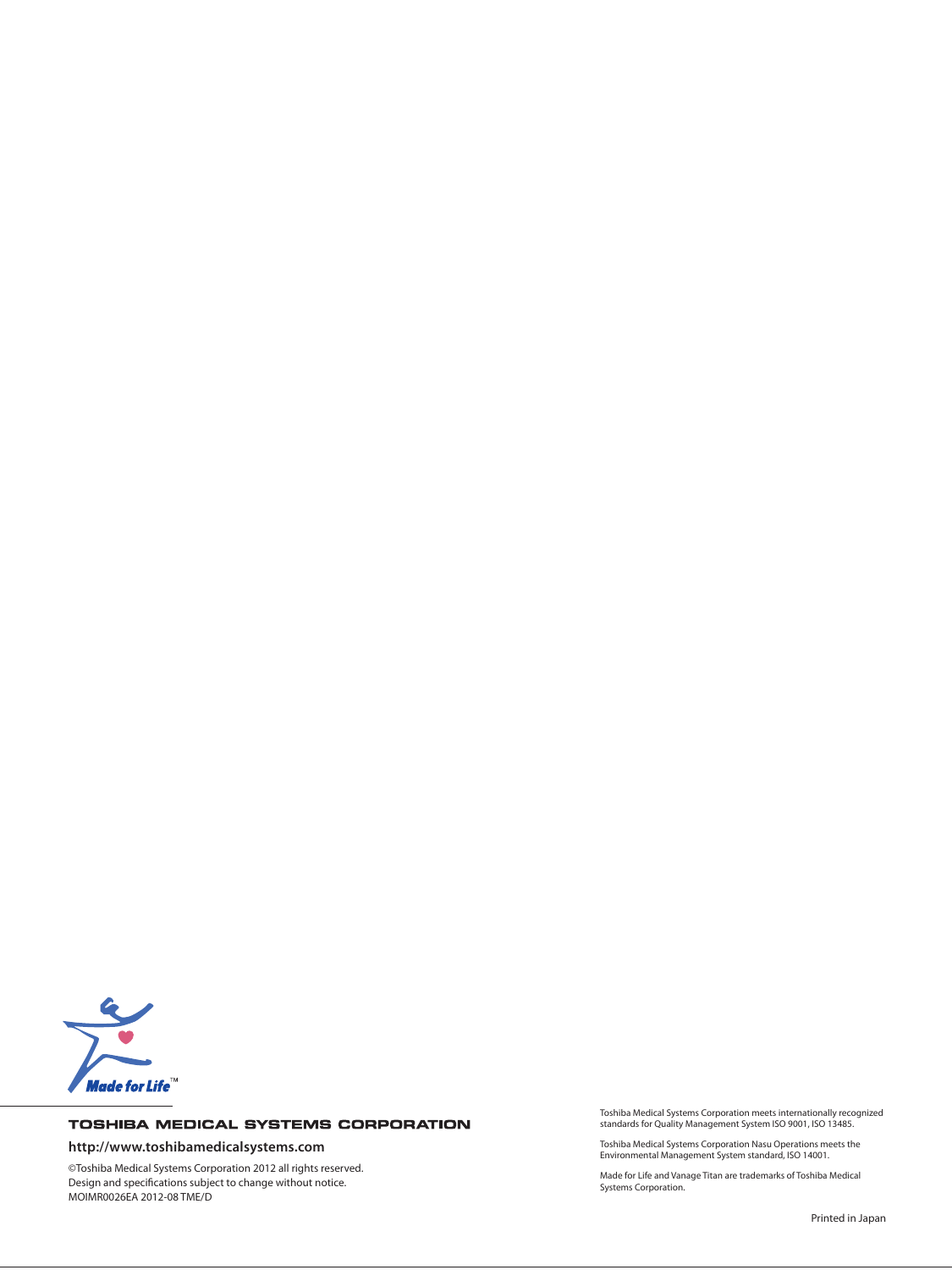Made for Life™

**TOSHIBA MEDICAL SYSTEMS CORPORATION**

**http://www.toshibamedicalsystems.com**

©Toshiba Medical Systems Corporation 2012 all rights reserved.
Design and specifications subject to change without notice.
MOIMR0026EA 2012-08 TME/D

Toshiba Medical Systems Corporation meets internationally recognized standards for Quality Management System ISO 9001, ISO 13485.

Toshiba Medical Systems Corporation Nasu Operations meets the Environmental Management System standard, ISO 14001.

Made for Life and Vanage Titan are trademarks of Toshiba Medical Systems Corporation.

Printed in Japan